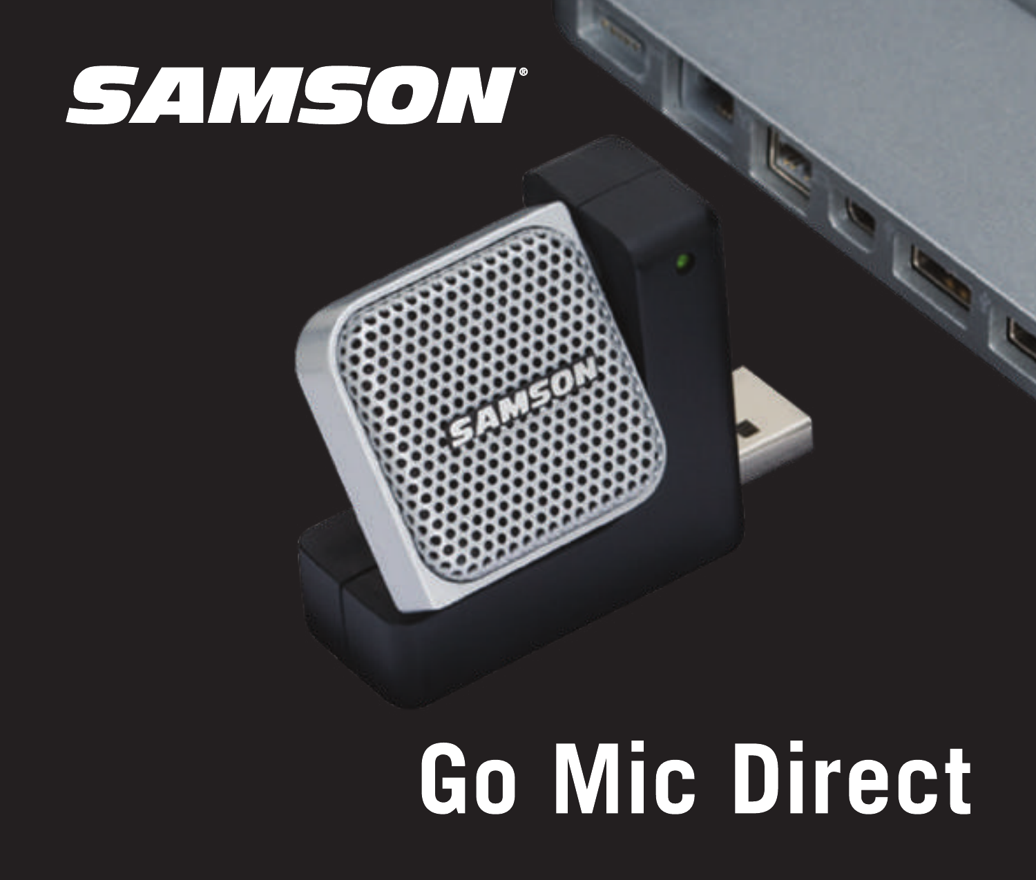# SAMSON

# Go Mic Direct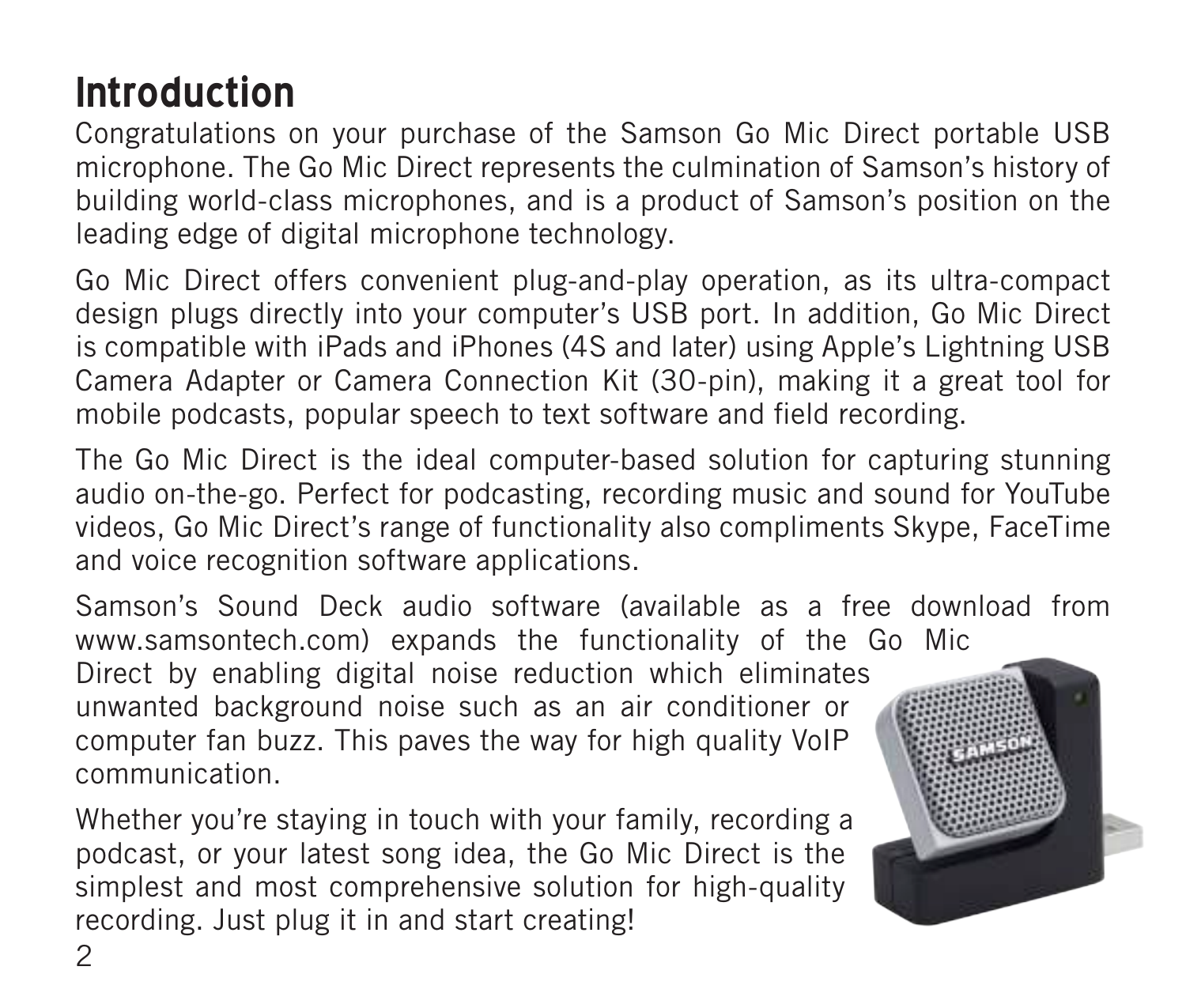# Introduction

Congratulations on your purchase of the Samson Go Mic Direct portable USB microphone. The Go Mic Direct represents the culmination of Samson's history of building world-class microphones, and is a product of Samson's position on the leading edge of digital microphone technology.

Go Mic Direct offers convenient plug-and-play operation, as its ultra-compact design plugs directly into your computer's USB port. In addition, Go Mic Direct is compatible with iPads and iPhones (4S and later) using Apple's Lightning USB Camera Adapter or Camera Connection Kit (30-pin), making it a great tool for mobile podcasts, popular speech to text software and field recording.

The Go Mic Direct is the ideal computer-based solution for capturing stunning audio on-the-go. Perfect for podcasting, recording music and sound for YouTube videos, Go Mic Direct's range of functionality also compliments Skype, FaceTime and voice recognition software applications.

Samson's Sound Deck audio software (available as a free download from www.samsontech.com) expands the functionality of the Go Mic Direct by enabling digital noise reduction which eliminates unwanted background noise such as an air conditioner or computer fan buzz. This paves the way for high quality VoIP communication.

Whether you're staying in touch with your family, recording a podcast, or your latest song idea, the Go Mic Direct is the simplest and most comprehensive solution for high-quality recording. Just plug it in and start creating!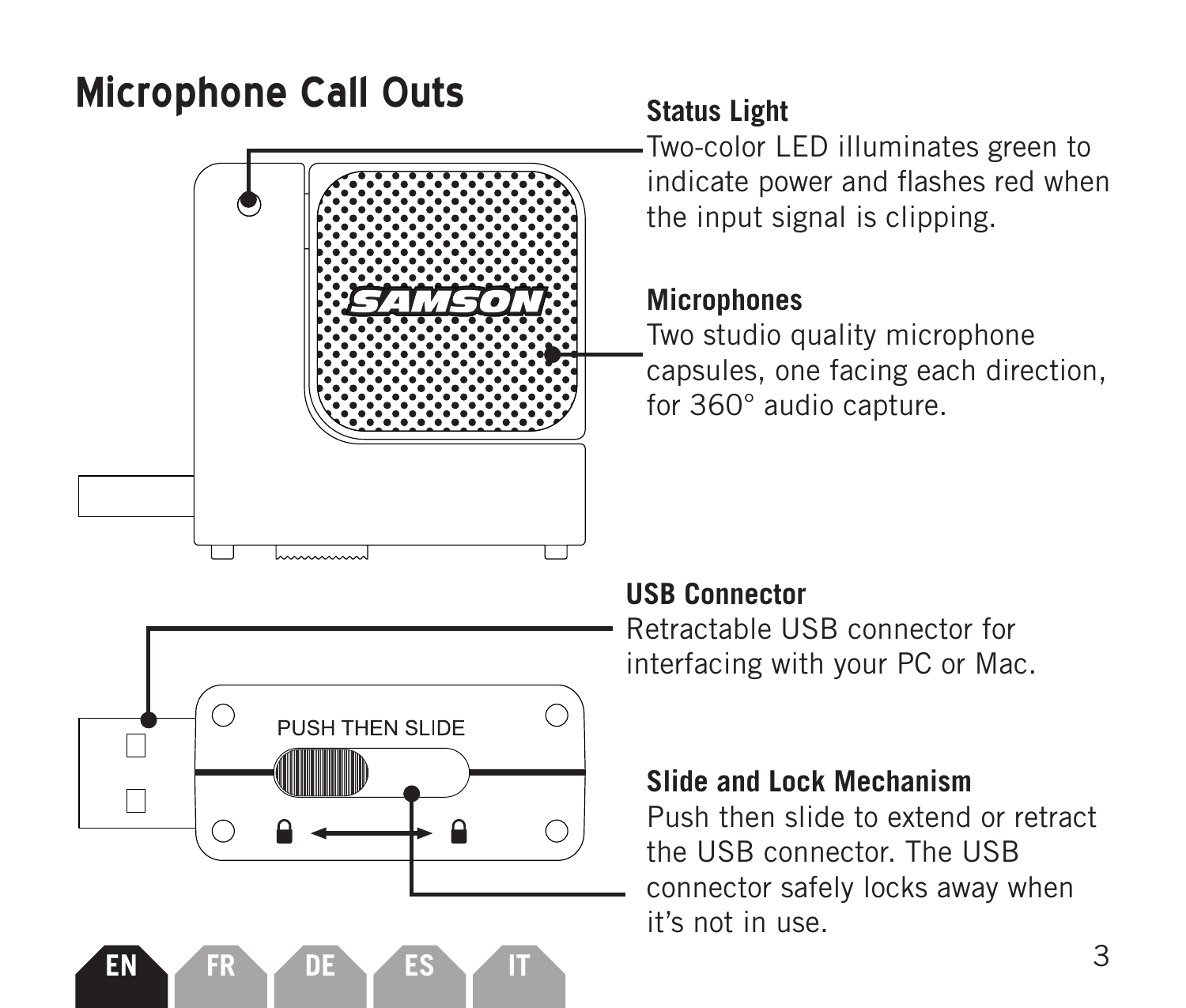# Microphone Call Outs

### Status Light

Two-color LED illuminates green to indicate power and flashes red when the input signal is clipping.

### Microphones

Two studio quality microphone capsules, one facing each direction, for 360° audio capture.

### USB Connector

Retractable USB connector for interfacing with your PC or Mac.

### Slide and Lock Mechanism

Push then slide to extend or retract the USB connector. The USB connector safely locks away when it's not in use.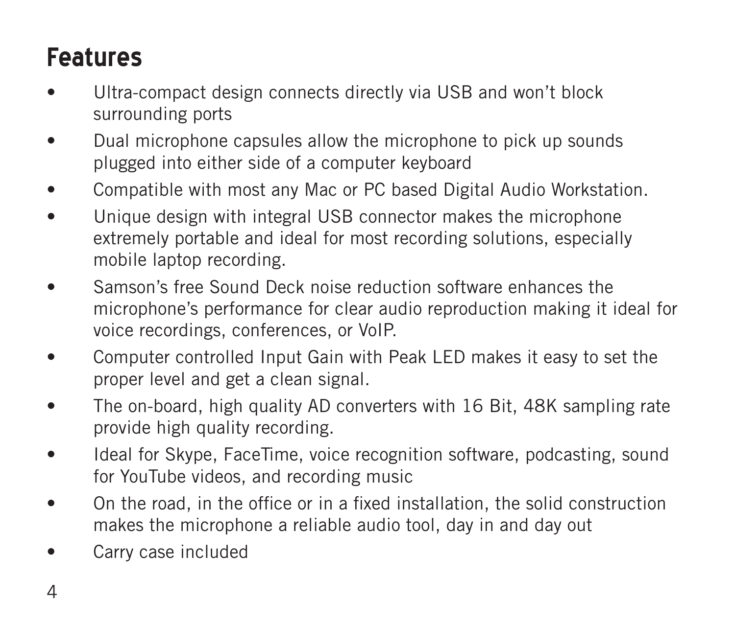# Features

- Ultra-compact design connects directly via USB and won't block surrounding ports
- Dual microphone capsules allow the microphone to pick up sounds plugged into either side of a computer keyboard
- Compatible with most any Mac or PC based Digital Audio Workstation.
- Unique design with integral USB connector makes the microphone extremely portable and ideal for most recording solutions, especially mobile laptop recording.
- Samson's free Sound Deck noise reduction software enhances the microphone's performance for clear audio reproduction making it ideal for voice recordings, conferences, or VoIP.
- Computer controlled Input Gain with Peak LED makes it easy to set the proper level and get a clean signal.
- The on-board, high quality AD converters with 16 Bit, 48K sampling rate provide high quality recording.
- Ideal for Skype, FaceTime, voice recognition software, podcasting, sound for YouTube videos, and recording music
- On the road, in the office or in a fixed installation, the solid construction makes the microphone a reliable audio tool, day in and day out
- Carry case included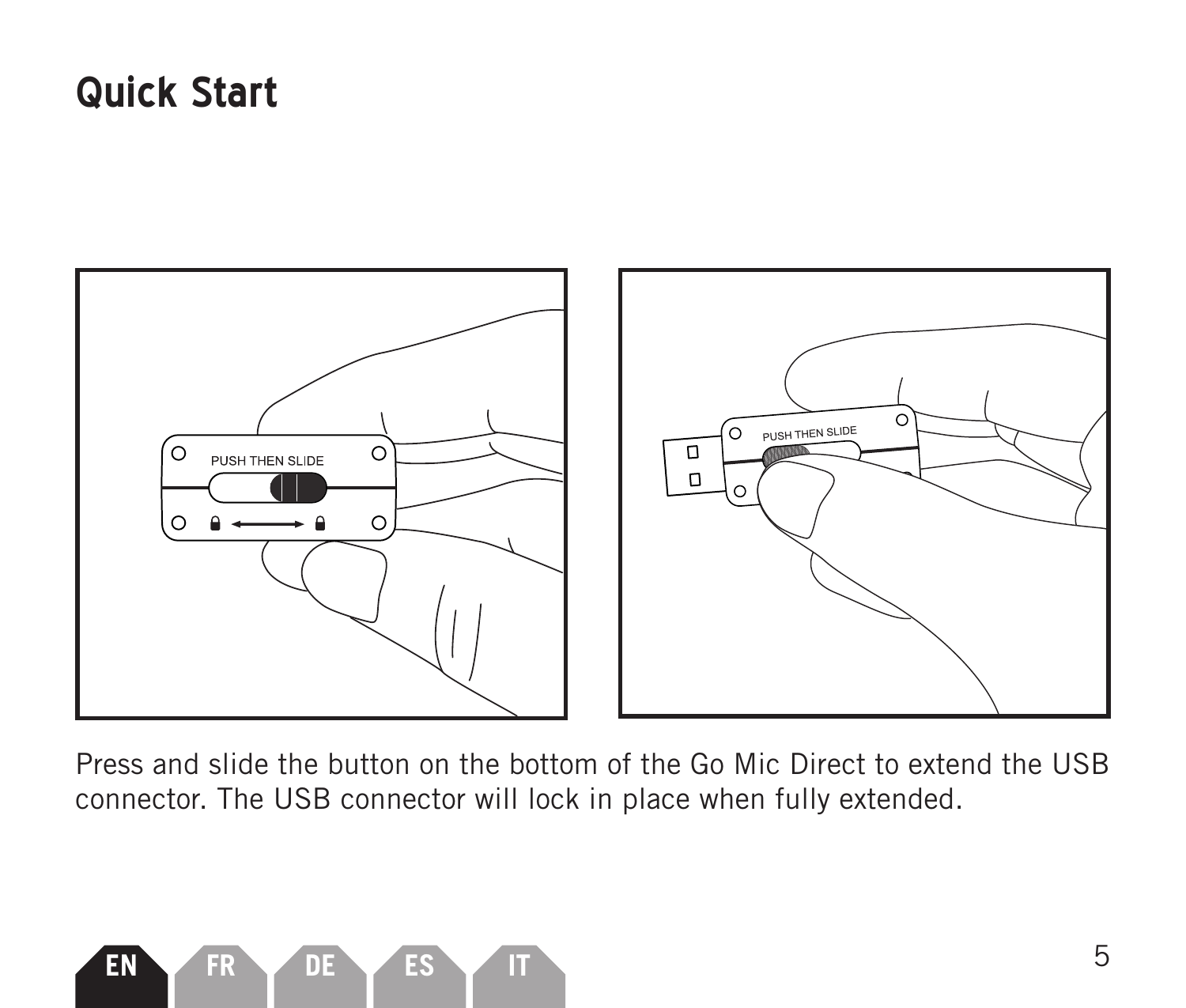# Quick Start

Press and slide the button on the bottom of the Go Mic Direct to extend the USB connector. The USB connector will lock in place when fully extended.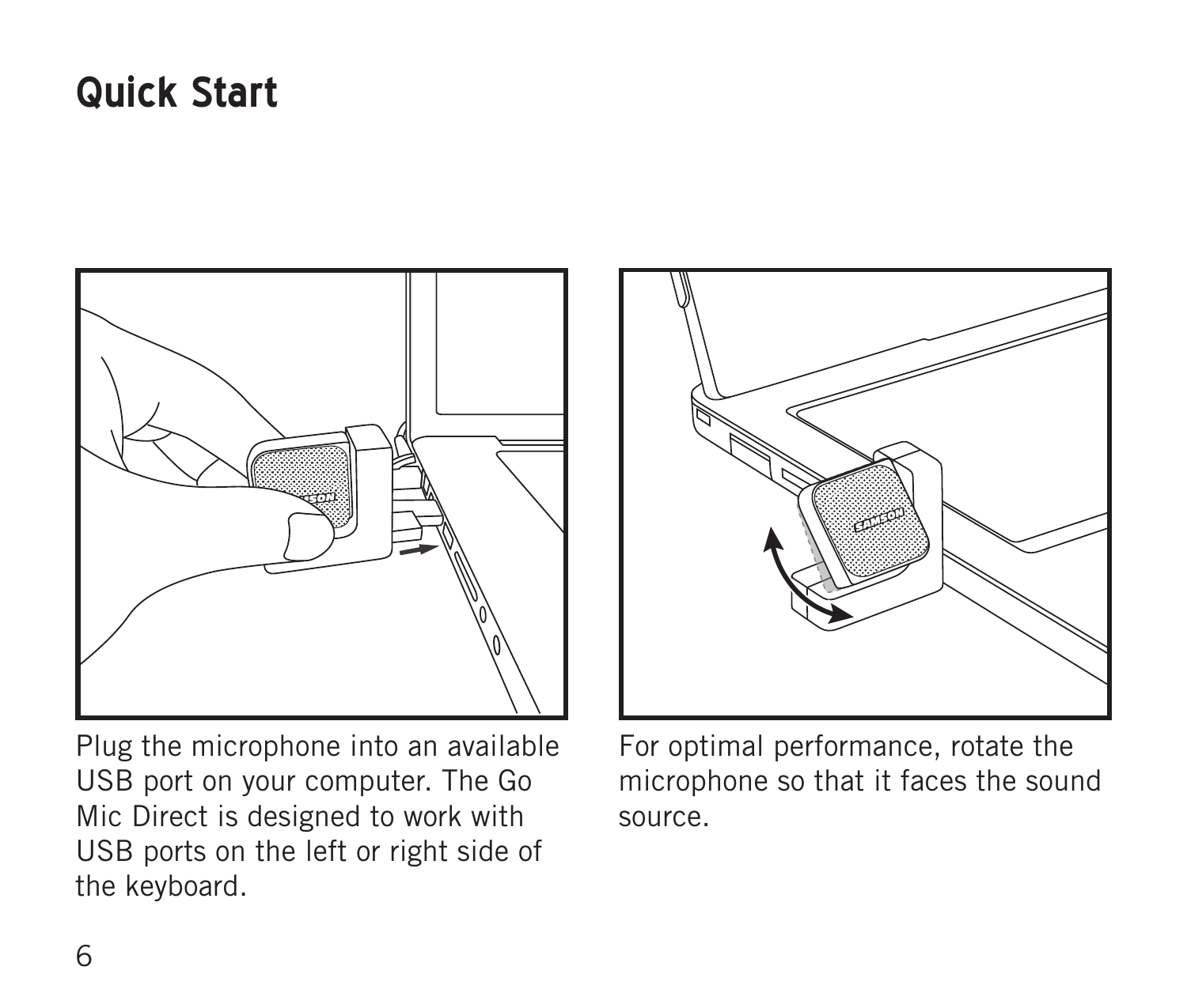# Quick Start

Plug the microphone into an available USB port on your computer. The Go Mic Direct is designed to work with USB ports on the left or right side of the keyboard.

For optimal performance, rotate the microphone so that it faces the sound source.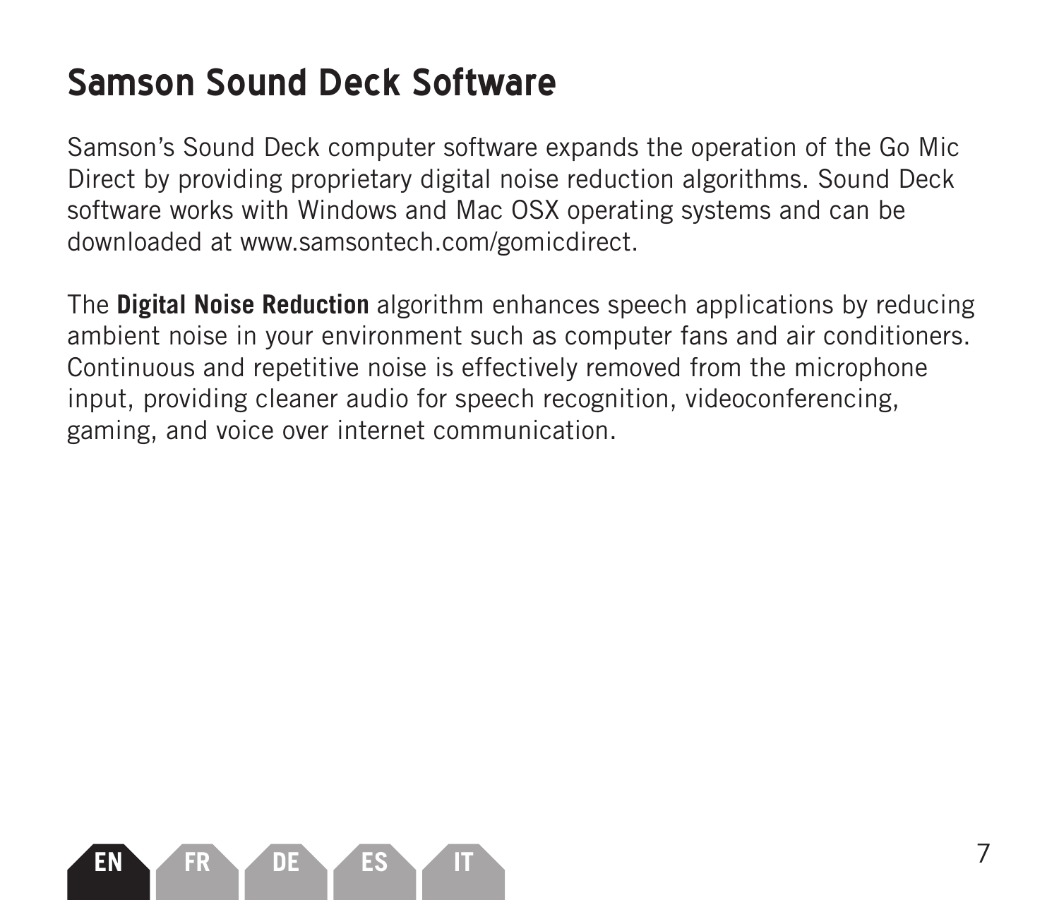# Samson Sound Deck Software

Samson's Sound Deck computer software expands the operation of the Go Mic Direct by providing proprietary digital noise reduction algorithms. Sound Deck software works with Windows and Mac OSX operating systems and can be downloaded at www.samsontech.com/gomicdirect.

The **Digital Noise Reduction** algorithm enhances speech applications by reducing ambient noise in your environment such as computer fans and air conditioners. Continuous and repetitive noise is effectively removed from the microphone input, providing cleaner audio for speech recognition, videoconferencing, gaming, and voice over internet communication.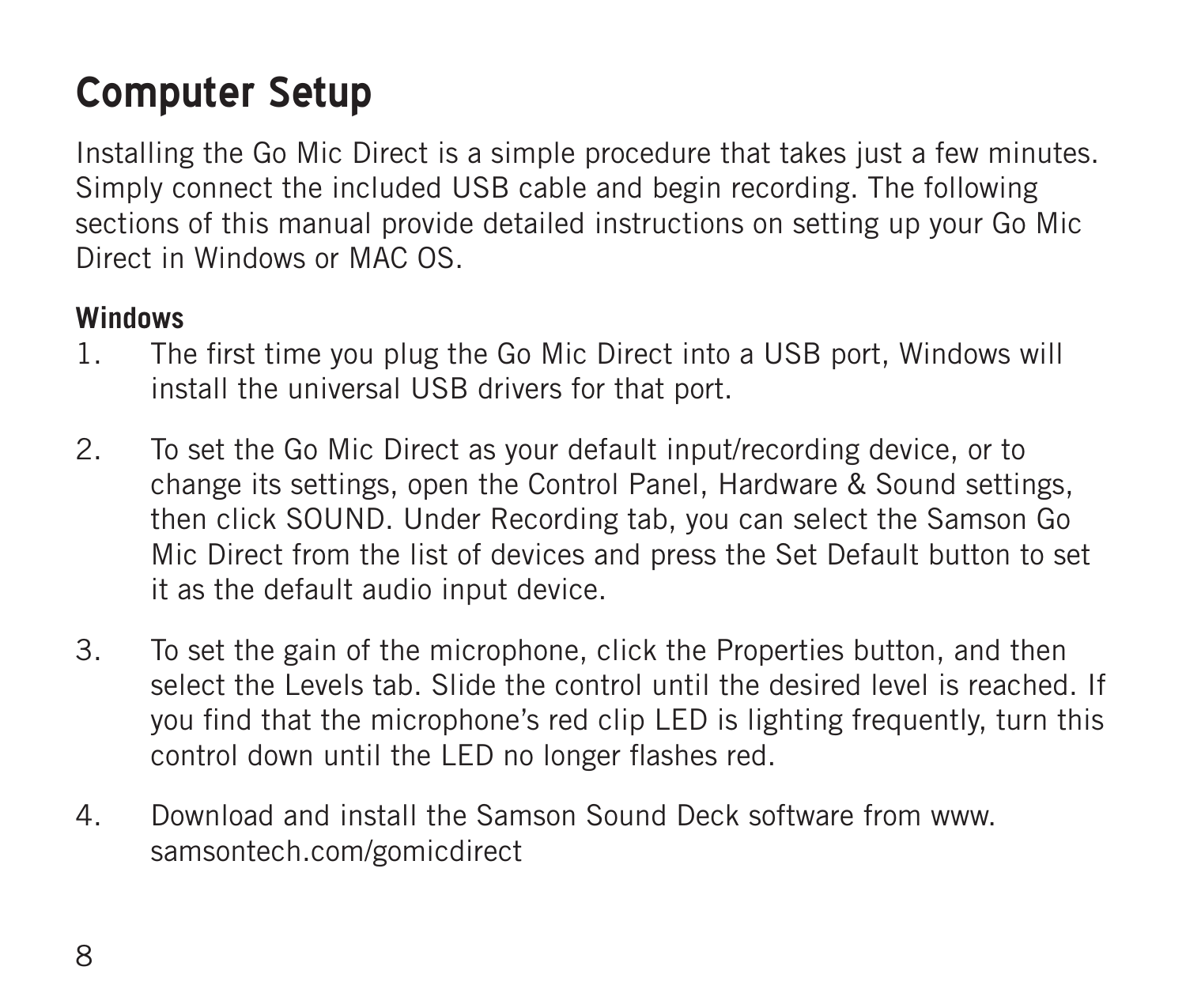# Computer Setup

Installing the Go Mic Direct is a simple procedure that takes just a few minutes. Simply connect the included USB cable and begin recording. The following sections of this manual provide detailed instructions on setting up your Go Mic Direct in Windows or MAC OS.

**Windows**

1. The first time you plug the Go Mic Direct into a USB port, Windows will install the universal USB drivers for that port.

2. To set the Go Mic Direct as your default input/recording device, or to change its settings, open the Control Panel, Hardware & Sound settings, then click SOUND. Under Recording tab, you can select the Samson Go Mic Direct from the list of devices and press the Set Default button to set it as the default audio input device.

3. To set the gain of the microphone, click the Properties button, and then select the Levels tab. Slide the control until the desired level is reached. If you find that the microphone's red clip LED is lighting frequently, turn this control down until the LED no longer flashes red.

4. Download and install the Samson Sound Deck software from www.samsontech.com/gomicdirect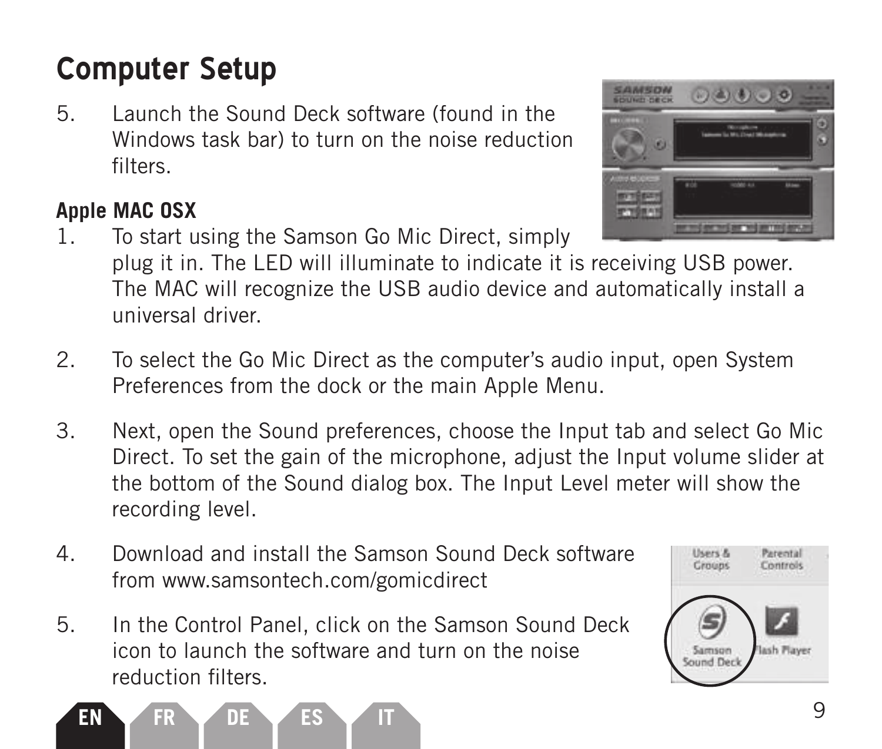# Computer Setup

5. Launch the Sound Deck software (found in the Windows task bar) to turn on the noise reduction filters.

**Apple MAC OSX**

1. To start using the Samson Go Mic Direct, simply plug it in. The LED will illuminate to indicate it is receiving USB power. The MAC will recognize the USB audio device and automatically install a universal driver.

2. To select the Go Mic Direct as the computer's audio input, open System Preferences from the dock or the main Apple Menu.

3. Next, open the Sound preferences, choose the Input tab and select Go Mic Direct. To set the gain of the microphone, adjust the Input volume slider at the bottom of the Sound dialog box. The Input Level meter will show the recording level.

4. Download and install the Samson Sound Deck software from www.samsontech.com/gomicdirect

5. In the Control Panel, click on the Samson Sound Deck icon to launch the software and turn on the noise reduction filters.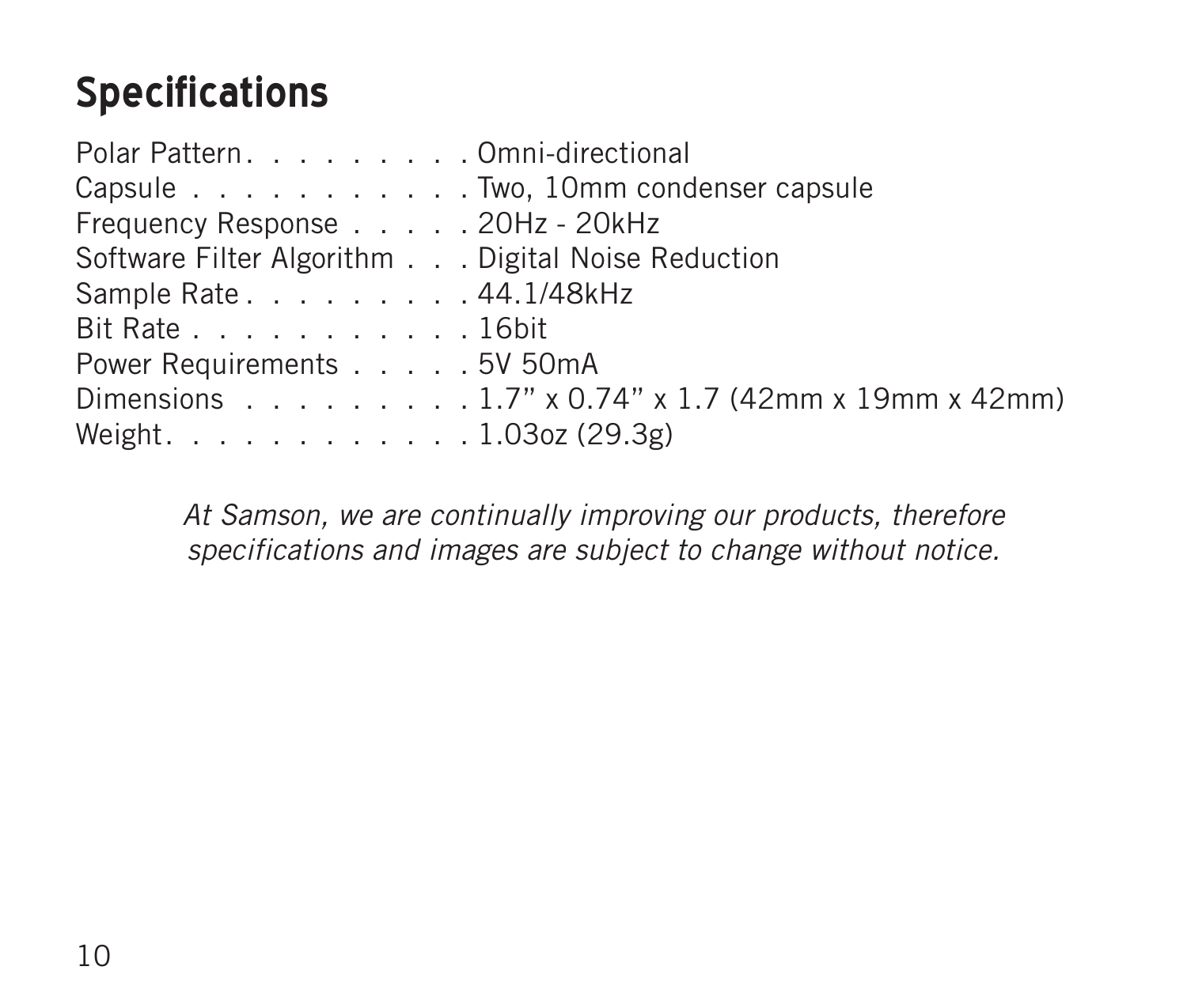## Specifications

| | |
|---|---|
| Polar Pattern | Omni-directional |
| Capsule | Two, 10mm condenser capsule |
| Frequency Response | 20Hz - 20kHz |
| Software Filter Algorithm | Digital Noise Reduction |
| Sample Rate | 44.1/48kHz |
| Bit Rate | 16bit |
| Power Requirements | 5V 50mA |
| Dimensions | 1.7" x 0.74" x 1.7 (42mm x 19mm x 42mm) |
| Weight | 1.03oz (29.3g) |

*At Samson, we are continually improving our products, therefore specifications and images are subject to change without notice.*